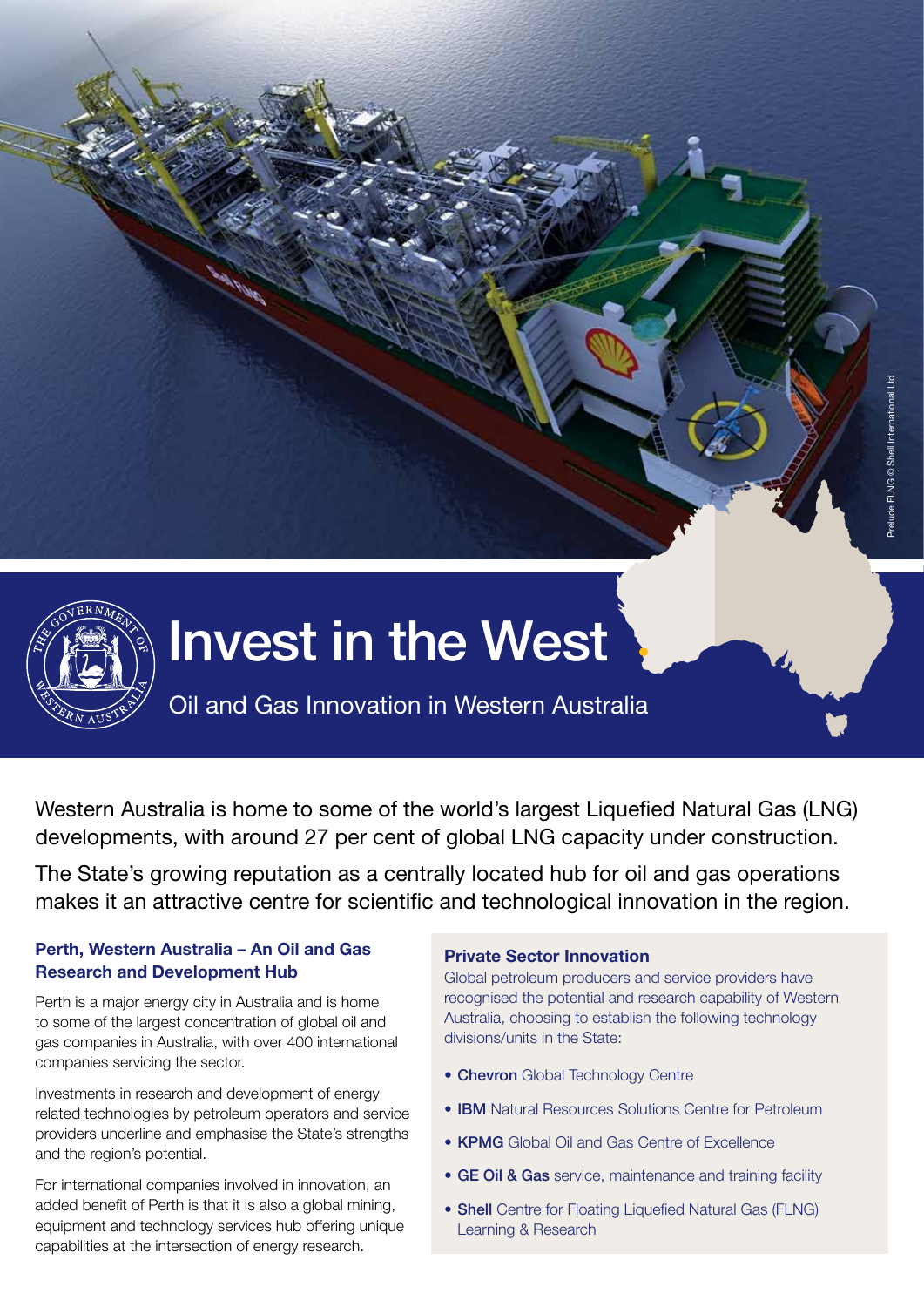Prelude FLNG © Shell International Ltd

# Invest in the West

## Oil and Gas Innovation in Western Australia

Western Australia is home to some of the world's largest Liquefied Natural Gas (LNG) developments, with around 27 per cent of global LNG capacity under construction.

The State's growing reputation as a centrally located hub for oil and gas operations makes it an attractive centre for scientific and technological innovation in the region.

### Perth, Western Australia – An Oil and Gas Research and Development Hub

Perth is a major energy city in Australia and is home to some of the largest concentration of global oil and gas companies in Australia, with over 400 international companies servicing the sector.

Investments in research and development of energy related technologies by petroleum operators and service providers underline and emphasise the State's strengths and the region's potential.

For international companies involved in innovation, an added benefit of Perth is that it is also a global mining, equipment and technology services hub offering unique capabilities at the intersection of energy research.

### Private Sector Innovation

Global petroleum producers and service providers have recognised the potential and research capability of Western Australia, choosing to establish the following technology divisions/units in the State:

- **Chevron** Global Technology Centre
- **IBM** Natural Resources Solutions Centre for Petroleum
- **KPMG** Global Oil and Gas Centre of Excellence
- **GE Oil & Gas** service, maintenance and training facility
- **Shell** Centre for Floating Liquefied Natural Gas (FLNG) Learning & Research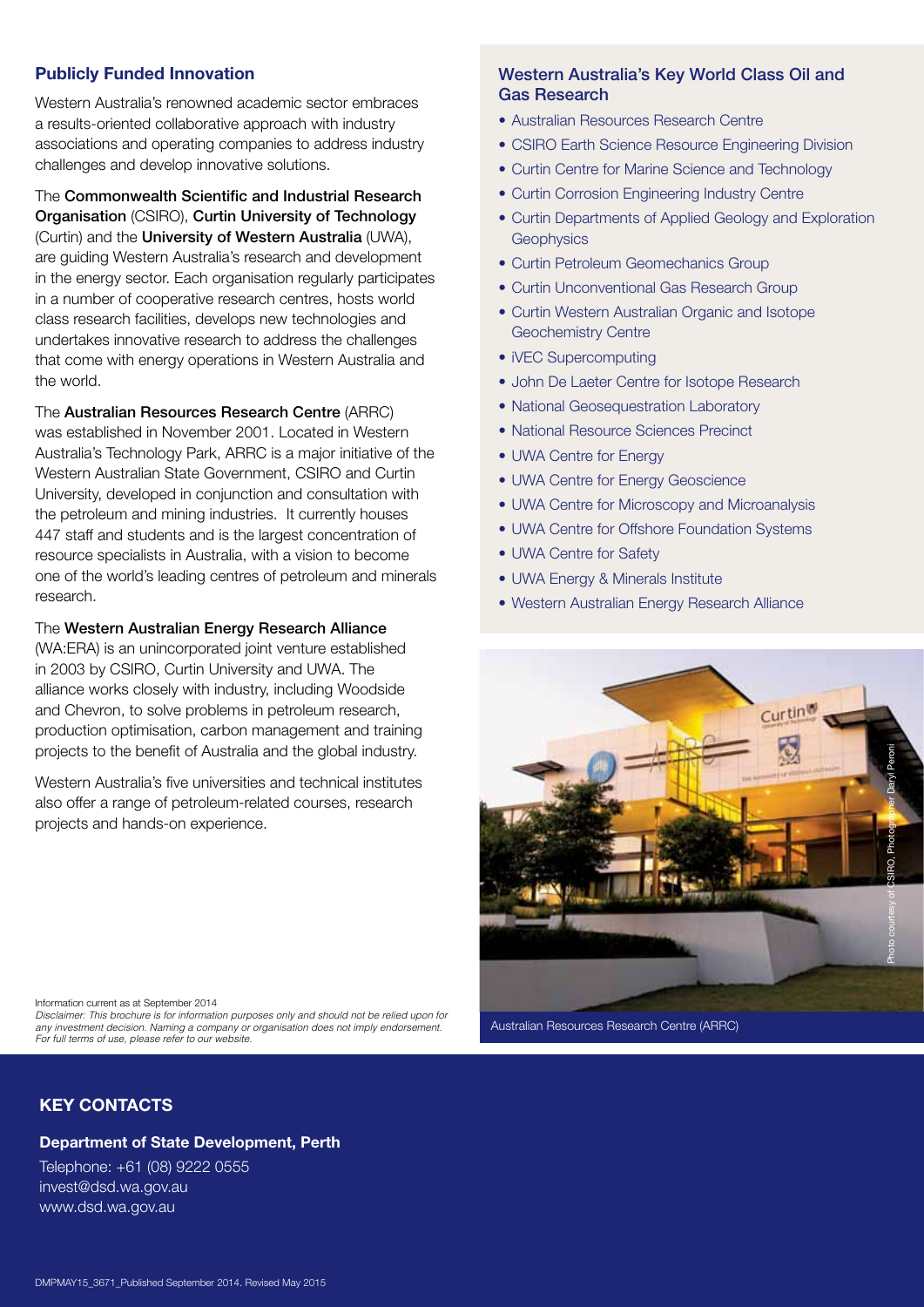## Publicly Funded Innovation

Western Australia's renowned academic sector embraces a results-oriented collaborative approach with industry associations and operating companies to address industry challenges and develop innovative solutions.

The **Commonwealth Scientific and Industrial Research Organisation** (CSIRO), **Curtin University of Technology** (Curtin) and the **University of Western Australia** (UWA), are guiding Western Australia's research and development in the energy sector. Each organisation regularly participates in a number of cooperative research centres, hosts world class research facilities, develops new technologies and undertakes innovative research to address the challenges that come with energy operations in Western Australia and the world.

The **Australian Resources Research Centre** (ARRC) was established in November 2001. Located in Western Australia's Technology Park, ARRC is a major initiative of the Western Australian State Government, CSIRO and Curtin University, developed in conjunction and consultation with the petroleum and mining industries. It currently houses 447 staff and students and is the largest concentration of resource specialists in Australia, with a vision to become one of the world's leading centres of petroleum and minerals research.

The **Western Australian Energy Research Alliance** (WA:ERA) is an unincorporated joint venture established in 2003 by CSIRO, Curtin University and UWA. The alliance works closely with industry, including Woodside and Chevron, to solve problems in petroleum research, production optimisation, carbon management and training projects to the benefit of Australia and the global industry.

Western Australia's five universities and technical institutes also offer a range of petroleum-related courses, research projects and hands-on experience.

## Western Australia's Key World Class Oil and Gas Research

- Australian Resources Research Centre
- CSIRO Earth Science Resource Engineering Division
- Curtin Centre for Marine Science and Technology
- Curtin Corrosion Engineering Industry Centre
- Curtin Departments of Applied Geology and Exploration Geophysics
- Curtin Petroleum Geomechanics Group
- Curtin Unconventional Gas Research Group
- Curtin Western Australian Organic and Isotope Geochemistry Centre
- iVEC Supercomputing
- John De Laeter Centre for Isotope Research
- National Geosequestration Laboratory
- National Resource Sciences Precinct
- UWA Centre for Energy
- UWA Centre for Energy Geoscience
- UWA Centre for Microscopy and Microanalysis
- UWA Centre for Offshore Foundation Systems
- UWA Centre for Safety
- UWA Energy & Minerals Institute
- Western Australian Energy Research Alliance

Photo courtesy of CSIRO, Photographer Daryl Peroni

Australian Resources Research Centre (ARRC)

Information current as at September 2014

*Disclaimer: This brochure is for information purposes only and should not be relied upon for any investment decision. Naming a company or organisation does not imply endorsement. For full terms of use, please refer to our website.*

## KEY CONTACTS

**Department of State Development, Perth**

Telephone: +61 (08) 9222 0555
invest@dsd.wa.gov.au
www.dsd.wa.gov.au

DMPMAY15_3671_Published September 2014. Revised May 2015